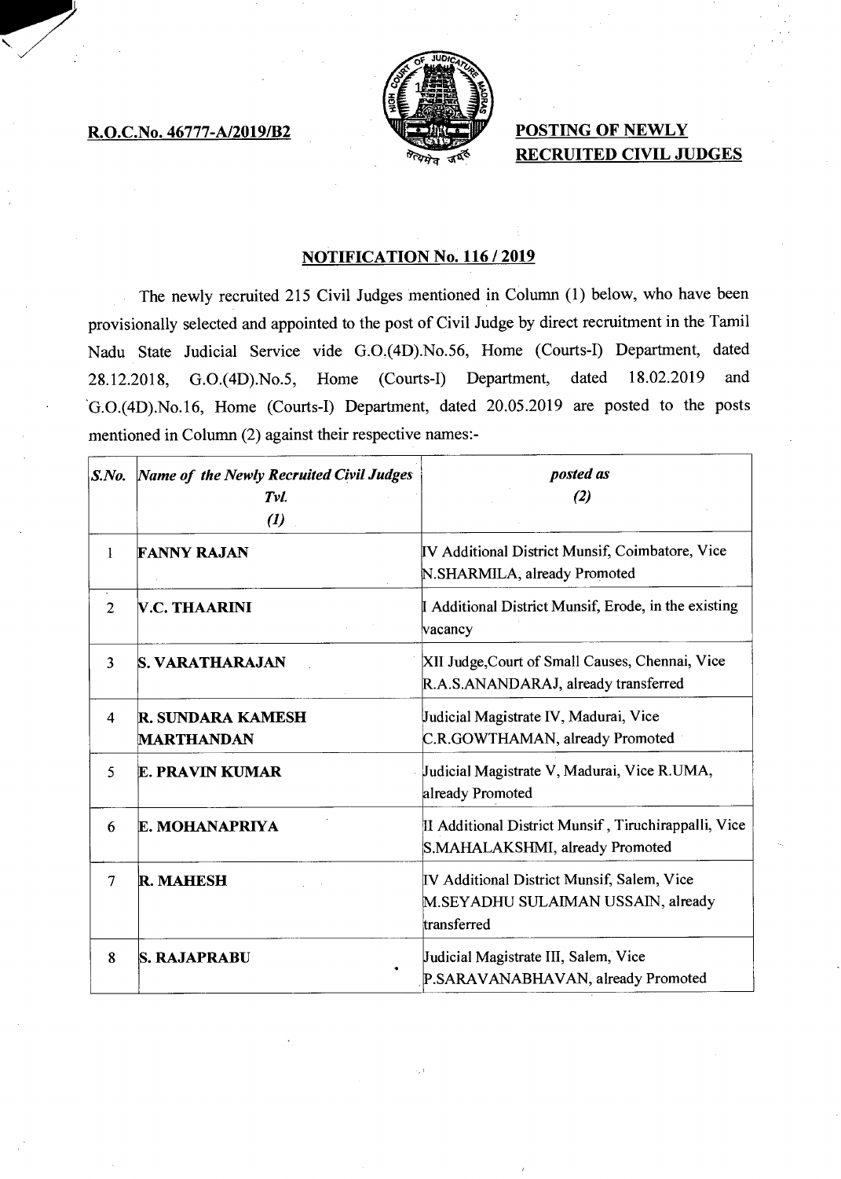**R.O.C.No. 46777-A/2019/B2**

**POSTING OF NEWLY RECRUITED CIVIL JUDGES**

## NOTIFICATION No. 116 / 2019

The newly recruited 215 Civil Judges mentioned in Column (1) below, who have been provisionally selected and appointed to the post of Civil Judge by direct recruitment in the Tamil Nadu State Judicial Service vide G.O.(4D).No.56, Home (Courts-I) Department, dated 28.12.2018, G.O.(4D).No.5, Home (Courts-I) Department, dated 18.02.2019 and G.O.(4D).No.16, Home (Courts-I) Department, dated 20.05.2019 are posted to the posts mentioned in Column (2) against their respective names:-

| *S.No.* | *Name of the Newly Recruited Civil Judges Tvl. (1)* | *posted as (2)* |
|---|---|---|
| 1 | **FANNY RAJAN** | IV Additional District Munsif, Coimbatore, Vice N.SHARMILA, already Promoted |
| 2 | **V.C. THAARINI** | I Additional District Munsif, Erode, in the existing vacancy |
| 3 | **S. VARATHARAJAN** | XII Judge,Court of Small Causes, Chennai, Vice R.A.S.ANANDARAJ, already transferred |
| 4 | **R. SUNDARA KAMESH MARTHANDAN** | Judicial Magistrate IV, Madurai, Vice C.R.GOWTHAMAN, already Promoted |
| 5 | **E. PRAVIN KUMAR** | Judicial Magistrate V, Madurai, Vice R.UMA, already Promoted |
| 6 | **E. MOHANAPRIYA** | II Additional District Munsif , Tiruchirappalli, Vice S.MAHALAKSHMI, already Promoted |
| 7 | **R. MAHESH** | IV Additional District Munsif, Salem, Vice M.SEYADHU SULAIMAN USSAIN, already transferred |
| 8 | **S. RAJAPRABU** | Judicial Magistrate III, Salem, Vice P.SARAVANABHAVAN, already Promoted |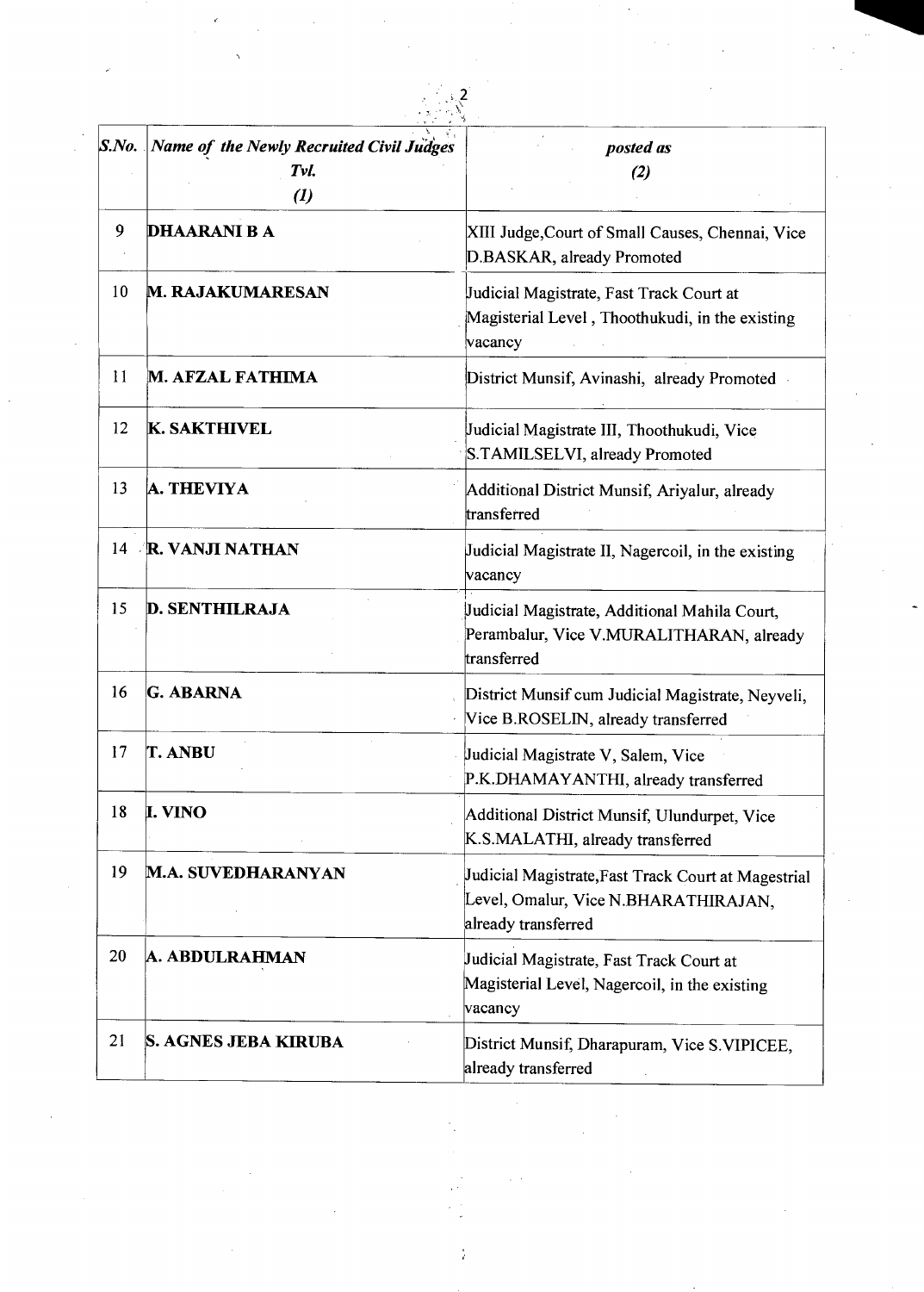| S.No. | Name of the Newly Recruited Civil Judges Tvl. (1) | posted as (2) |
| --- | --- | --- |
| 9 | **DHAARANI B A** | XIII Judge,Court of Small Causes, Chennai, Vice D.BASKAR, already Promoted |
| 10 | **M. RAJAKUMARESAN** | Judicial Magistrate, Fast Track Court at Magisterial Level , Thoothukudi, in the existing vacancy |
| 11 | **M. AFZAL FATHIMA** | District Munsif, Avinashi, already Promoted |
| 12 | **K. SAKTHIVEL** | Judicial Magistrate III, Thoothukudi, Vice S.TAMILSELVI, already Promoted |
| 13 | **A. THEVIYA** | Additional District Munsif, Ariyalur, already transferred |
| 14 | **R. VANJI NATHAN** | Judicial Magistrate II, Nagercoil, in the existing vacancy |
| 15 | **D. SENTHILRAJA** | Judicial Magistrate, Additional Mahila Court, Perambalur, Vice V.MURALITHARAN, already transferred |
| 16 | **G. ABARNA** | District Munsif cum Judicial Magistrate, Neyveli, Vice B.ROSELIN, already transferred |
| 17 | **T. ANBU** | Judicial Magistrate V, Salem, Vice P.K.DHAMAYANTHI, already transferred |
| 18 | **I. VINO** | Additional District Munsif, Ulundurpet, Vice K.S.MALATHI, already transferred |
| 19 | **M.A. SUVEDHARANYAN** | Judicial Magistrate,Fast Track Court at Magestrial Level, Omalur, Vice N.BHARATHIRAJAN, already transferred |
| 20 | **A. ABDULRAHMAN** | Judicial Magistrate, Fast Track Court at Magisterial Level, Nagercoil, in the existing vacancy |
| 21 | **S. AGNES JEBA KIRUBA** | District Munsif, Dharapuram, Vice S.VIPICEE, already transferred |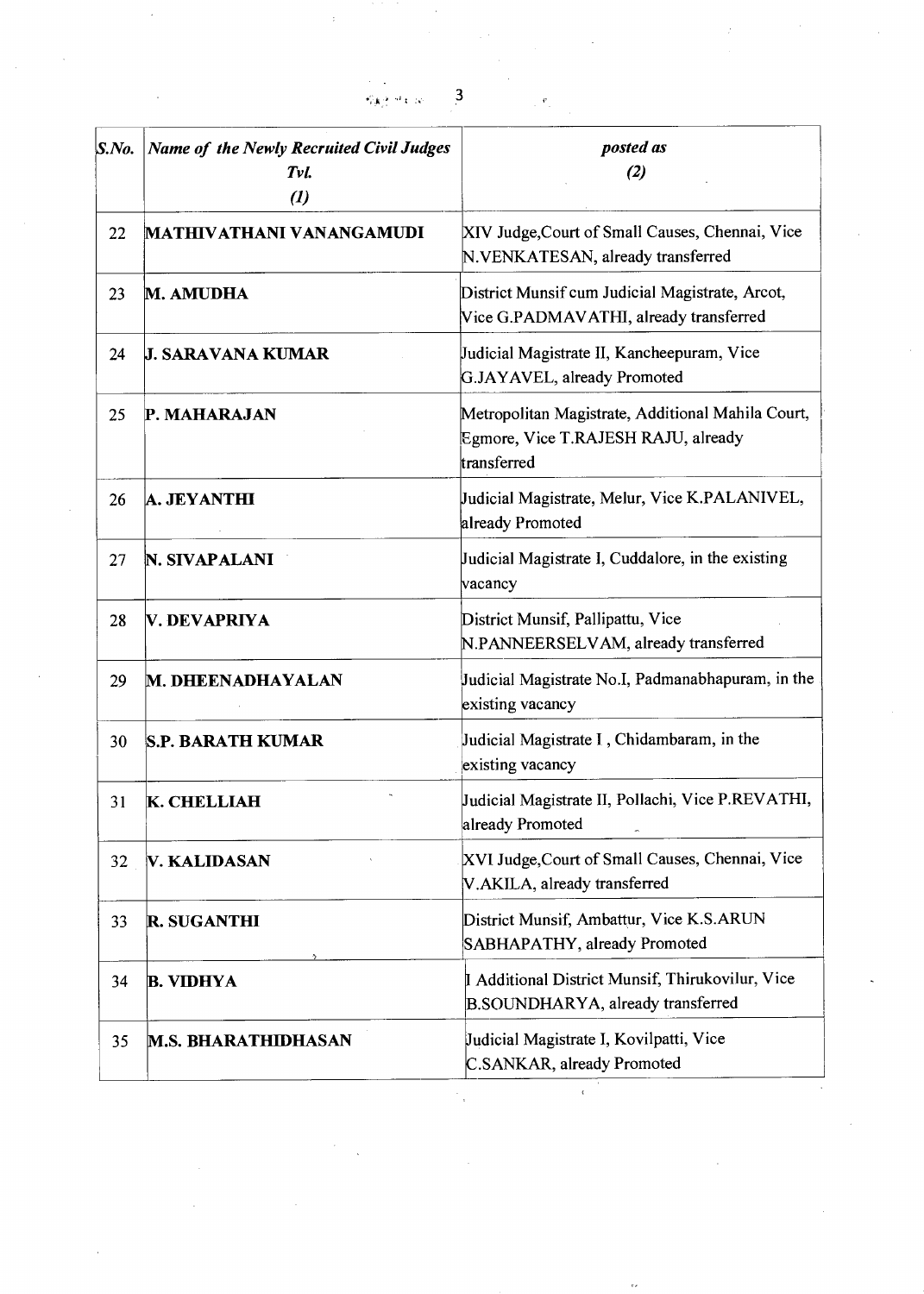| S.No. | Name of the Newly Recruited Civil Judges Tvl. (1) | posted as (2) |
|---|---|---|
| 22 | **MATHIVATHANI VANANGAMUDI** | XIV Judge,Court of Small Causes, Chennai, Vice N.VENKATESAN, already transferred |
| 23 | **M. AMUDHA** | District Munsif cum Judicial Magistrate, Arcot, Vice G.PADMAVATHI, already transferred |
| 24 | **J. SARAVANA KUMAR** | Judicial Magistrate II, Kancheepuram, Vice G.JAYAVEL, already Promoted |
| 25 | **P. MAHARAJAN** | Metropolitan Magistrate, Additional Mahila Court, Egmore, Vice T.RAJESH RAJU, already transferred |
| 26 | **A. JEYANTHI** | Judicial Magistrate, Melur, Vice K.PALANIVEL, already Promoted |
| 27 | **N. SIVAPALANI** | Judicial Magistrate I, Cuddalore, in the existing vacancy |
| 28 | **V. DEVAPRIYA** | District Munsif, Pallipattu, Vice N.PANNEERSELVAM, already transferred |
| 29 | **M. DHEENADHAYALAN** | Judicial Magistrate No.I, Padmanabhapuram, in the existing vacancy |
| 30 | **S.P. BARATH KUMAR** | Judicial Magistrate I , Chidambaram, in the existing vacancy |
| 31 | **K. CHELLIAH** | Judicial Magistrate II, Pollachi, Vice P.REVATHI, already Promoted |
| 32 | **V. KALIDASAN** | XVI Judge,Court of Small Causes, Chennai, Vice V.AKILA, already transferred |
| 33 | **R. SUGANTHI** | District Munsif, Ambattur, Vice K.S.ARUN SABHAPATHY, already Promoted |
| 34 | **B. VIDHYA** | I Additional District Munsif, Thirukovilur, Vice B.SOUNDHARYA, already transferred |
| 35 | **M.S. BHARATHIDHASAN** | Judicial Magistrate I, Kovilpatti, Vice C.SANKAR, already Promoted |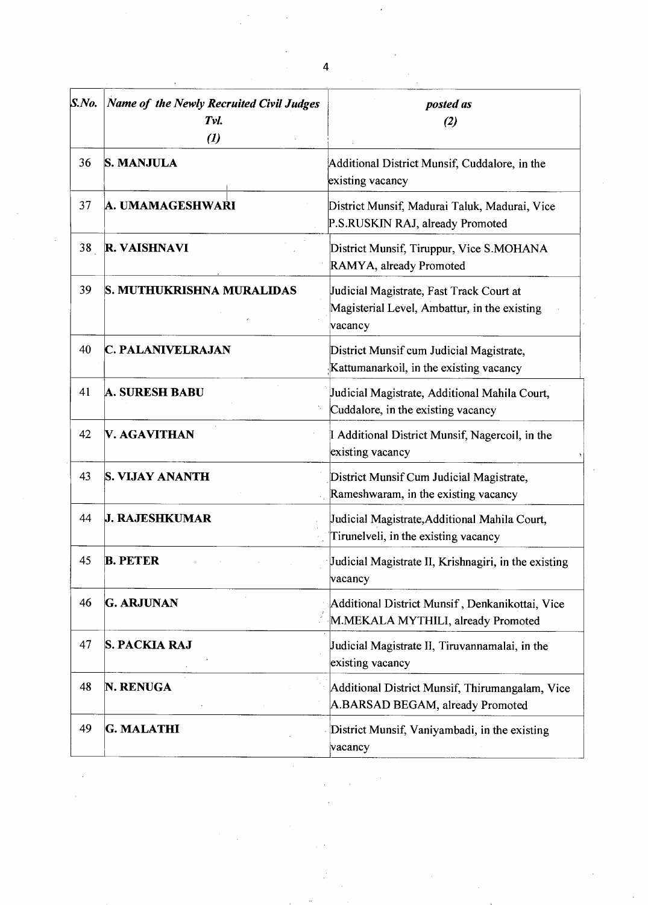| *S.No.* | *Name of the Newly Recruited Civil Judges Tvl. (1)* | *posted as (2)* |
|---|---|---|
| 36 | **S. MANJULA** | Additional District Munsif, Cuddalore, in the existing vacancy |
| 37 | **A. UMAMAGESHWARI** | District Munsif, Madurai Taluk, Madurai, Vice P.S.RUSKIN RAJ, already Promoted |
| 38 | **R. VAISHNAVI** | District Munsif, Tiruppur, Vice S.MOHANA RAMYA, already Promoted |
| 39 | **S. MUTHUKRISHNA MURALIDAS** | Judicial Magistrate, Fast Track Court at Magisterial Level, Ambattur, in the existing vacancy |
| 40 | **C. PALANIVELRAJAN** | District Munsif cum Judicial Magistrate, Kattumanarkoil, in the existing vacancy |
| 41 | **A. SURESH BABU** | Judicial Magistrate, Additional Mahila Court, Cuddalore, in the existing vacancy |
| 42 | **V. AGAVITHAN** | I Additional District Munsif, Nagercoil, in the existing vacancy |
| 43 | **S. VIJAY ANANTH** | District Munsif Cum Judicial Magistrate, Rameshwaram, in the existing vacancy |
| 44 | **J. RAJESHKUMAR** | Judicial Magistrate,Additional Mahila Court, Tirunelveli, in the existing vacancy |
| 45 | **B. PETER** | Judicial Magistrate II, Krishnagiri, in the existing vacancy |
| 46 | **G. ARJUNAN** | Additional District Munsif , Denkanikottai, Vice M.MEKALA MYTHILI, already Promoted |
| 47 | **S. PACKIA RAJ** | Judicial Magistrate II, Tiruvannamalai, in the existing vacancy |
| 48 | **N. RENUGA** | Additional District Munsif, Thirumangalam, Vice A.BARSAD BEGAM, already Promoted |
| 49 | **G. MALATHI** | District Munsif, Vaniyambadi, in the existing vacancy |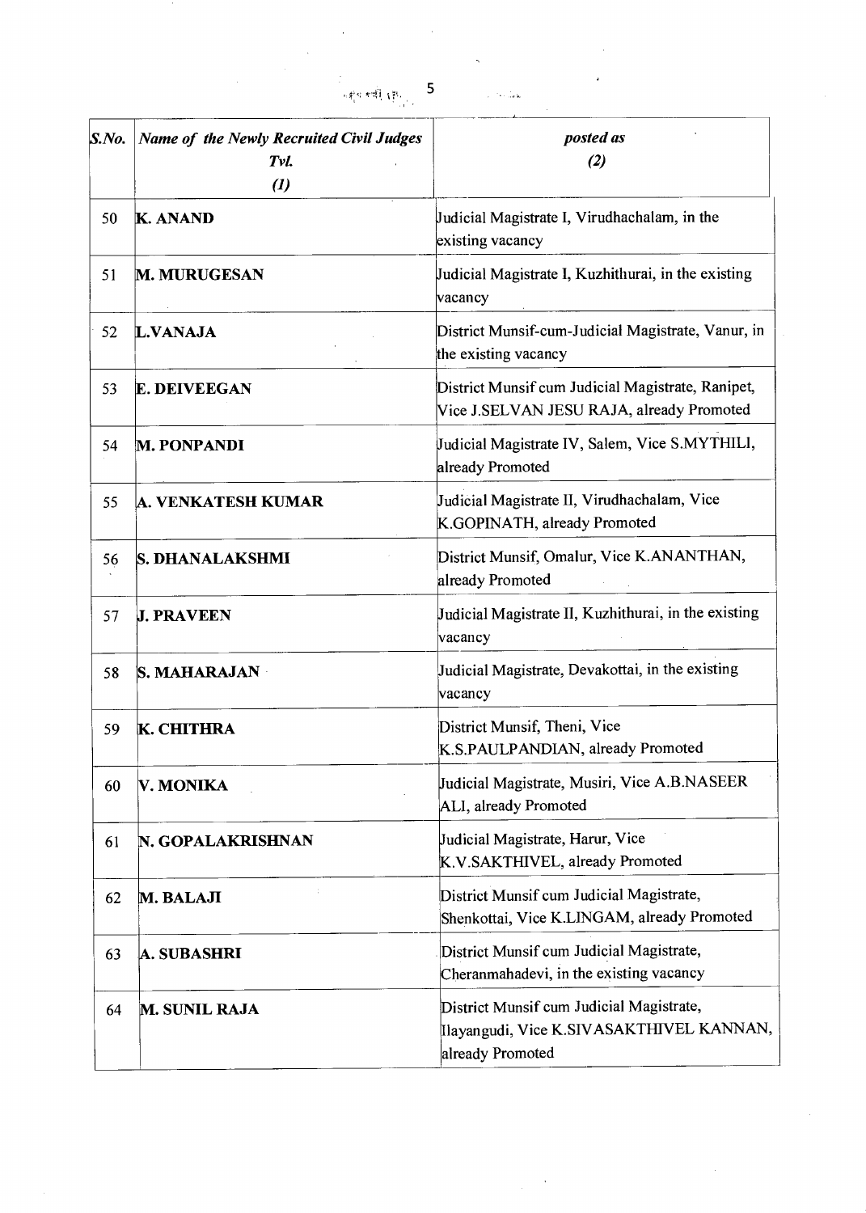| S.No. | Name of the Newly Recruited Civil Judges Tvl. (1) | posted as (2) |
|---|---|---|
| 50 | **K. ANAND** | Judicial Magistrate I, Virudhachalam, in the existing vacancy |
| 51 | **M. MURUGESAN** | Judicial Magistrate I, Kuzhithurai, in the existing vacancy |
| 52 | **L.VANAJA** | District Munsif-cum-Judicial Magistrate, Vanur, in the existing vacancy |
| 53 | **E. DEIVEEGAN** | District Munsif cum Judicial Magistrate, Ranipet, Vice J.SELVAN JESU RAJA, already Promoted |
| 54 | **M. PONPANDI** | Judicial Magistrate IV, Salem, Vice S.MYTHILI, already Promoted |
| 55 | **A. VENKATESH KUMAR** | Judicial Magistrate II, Virudhachalam, Vice K.GOPINATH, already Promoted |
| 56 | **S. DHANALAKSHMI** | District Munsif, Omalur, Vice K.ANANTHAN, already Promoted |
| 57 | **J. PRAVEEN** | Judicial Magistrate II, Kuzhithurai, in the existing vacancy |
| 58 | **S. MAHARAJAN** | Judicial Magistrate, Devakottai, in the existing vacancy |
| 59 | **K. CHITHRA** | District Munsif, Theni, Vice K.S.PAULPANDIAN, already Promoted |
| 60 | **V. MONIKA** | Judicial Magistrate, Musiri, Vice A.B.NASEER ALI, already Promoted |
| 61 | **N. GOPALAKRISHNAN** | Judicial Magistrate, Harur, Vice K.V.SAKTHIVEL, already Promoted |
| 62 | **M. BALAJI** | District Munsif cum Judicial Magistrate, Shenkottai, Vice K.LINGAM, already Promoted |
| 63 | **A. SUBASHRI** | District Munsif cum Judicial Magistrate, Cheranmahadevi, in the existing vacancy |
| 64 | **M. SUNIL RAJA** | District Munsif cum Judicial Magistrate, Ilayangudi, Vice K.SIVASAKTHIVEL KANNAN, already Promoted |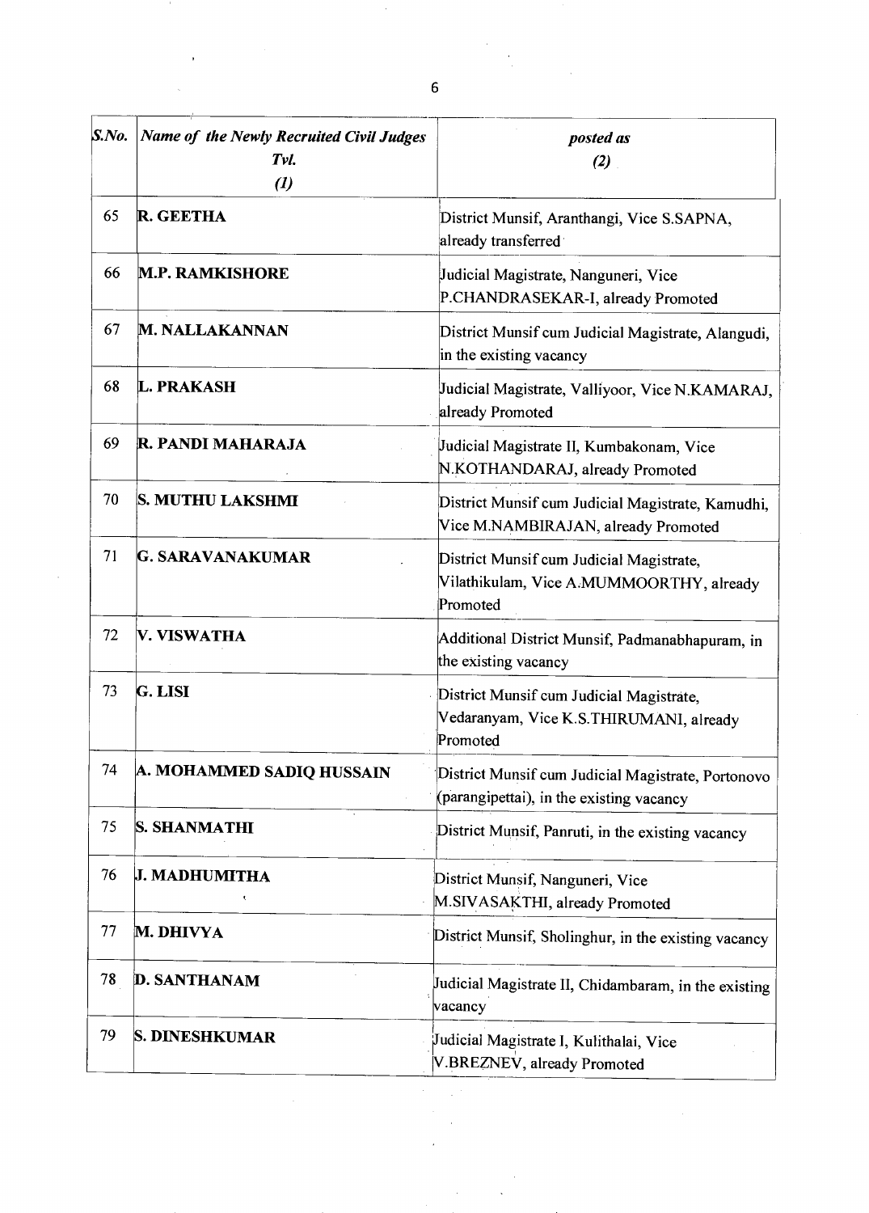| *S.No.* | ***Name of the Newly Recruited Civil Judges Tvl. (1)*** | ***posted as (2)*** |
|---|---|---|
| 65 | **R. GEETHA** | District Munsif, Aranthangi, Vice S.SAPNA, already transferred |
| 66 | **M.P. RAMKISHORE** | Judicial Magistrate, Nanguneri, Vice P.CHANDRASEKAR-I, already Promoted |
| 67 | **M. NALLAKANNAN** | District Munsif cum Judicial Magistrate, Alangudi, in the existing vacancy |
| 68 | **L. PRAKASH** | Judicial Magistrate, Valliyoor, Vice N.KAMARAJ, already Promoted |
| 69 | **R. PANDI MAHARAJA** | Judicial Magistrate II, Kumbakonam, Vice N.KOTHANDARAJ, already Promoted |
| 70 | **S. MUTHU LAKSHMI** | District Munsif cum Judicial Magistrate, Kamudhi, Vice M.NAMBIRAJAN, already Promoted |
| 71 | **G. SARAVANAKUMAR** | District Munsif cum Judicial Magistrate, Vilathikulam, Vice A.MUMMOORTHY, already Promoted |
| 72 | **V. VISWATHA** | Additional District Munsif, Padmanabhapuram, in the existing vacancy |
| 73 | **G. LISI** | District Munsif cum Judicial Magistrate, Vedaranyam, Vice K.S.THIRUMANI, already Promoted |
| 74 | **A. MOHAMMED SADIQ HUSSAIN** | District Munsif cum Judicial Magistrate, Portonovo (parangipettai), in the existing vacancy |
| 75 | **S. SHANMATHI** | District Munsif, Panruti, in the existing vacancy |
| 76 | **J. MADHUMITHA** | District Munsif, Nanguneri, Vice M.SIVASAKTHI, already Promoted |
| 77 | **M. DHIVYA** | District Munsif, Sholinghur, in the existing vacancy |
| 78 | **D. SANTHANAM** | Judicial Magistrate II, Chidambaram, in the existing vacancy |
| 79 | **S. DINESHKUMAR** | Judicial Magistrate I, Kulithalai, Vice V.BREZNEV, already Promoted |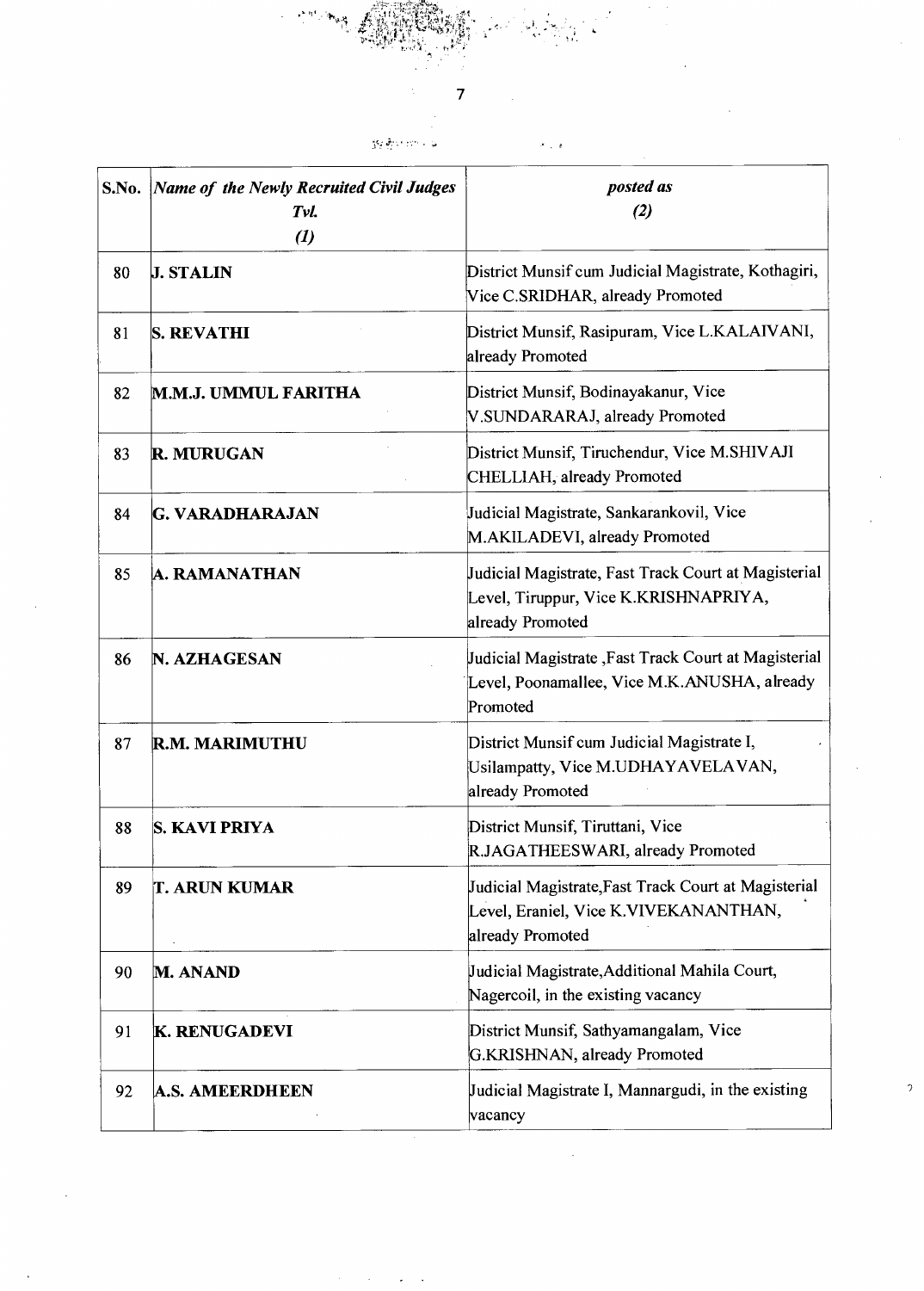| S.No. | *Name of the Newly Recruited Civil Judges Tvl.* *(1)* | *posted as* *(2)* |
|---|---|---|
| 80 | **J. STALIN** | District Munsif cum Judicial Magistrate, Kothagiri, Vice C.SRIDHAR, already Promoted |
| 81 | **S. REVATHI** | District Munsif, Rasipuram, Vice L.KALAIVANI, already Promoted |
| 82 | **M.M.J. UMMUL FARITHA** | District Munsif, Bodinayakanur, Vice V.SUNDARARAJ, already Promoted |
| 83 | **R. MURUGAN** | District Munsif, Tiruchendur, Vice M.SHIVAJI CHELLIAH, already Promoted |
| 84 | **G. VARADHARAJAN** | Judicial Magistrate, Sankarankovil, Vice M.AKILADEVI, already Promoted |
| 85 | **A. RAMANATHAN** | Judicial Magistrate, Fast Track Court at Magisterial Level, Tiruppur, Vice K.KRISHNAPRIYA, already Promoted |
| 86 | **N. AZHAGESAN** | Judicial Magistrate ,Fast Track Court at Magisterial Level, Poonamallee, Vice M.K.ANUSHA, already Promoted |
| 87 | **R.M. MARIMUTHU** | District Munsif cum Judicial Magistrate I, Usilampatty, Vice M.UDHAYAVELAVAN, already Promoted |
| 88 | **S. KAVI PRIYA** | District Munsif, Tiruttani, Vice R.JAGATHEESWARI, already Promoted |
| 89 | **T. ARUN KUMAR** | Judicial Magistrate,Fast Track Court at Magisterial Level, Eraniel, Vice K.VIVEKANANTHAN, already Promoted |
| 90 | **M. ANAND** | Judicial Magistrate,Additional Mahila Court, Nagercoil, in the existing vacancy |
| 91 | **K. RENUGADEVI** | District Munsif, Sathyamangalam, Vice G.KRISHNAN, already Promoted |
| 92 | **A.S. AMEERDHEEN** | Judicial Magistrate I, Mannargudi, in the existing vacancy |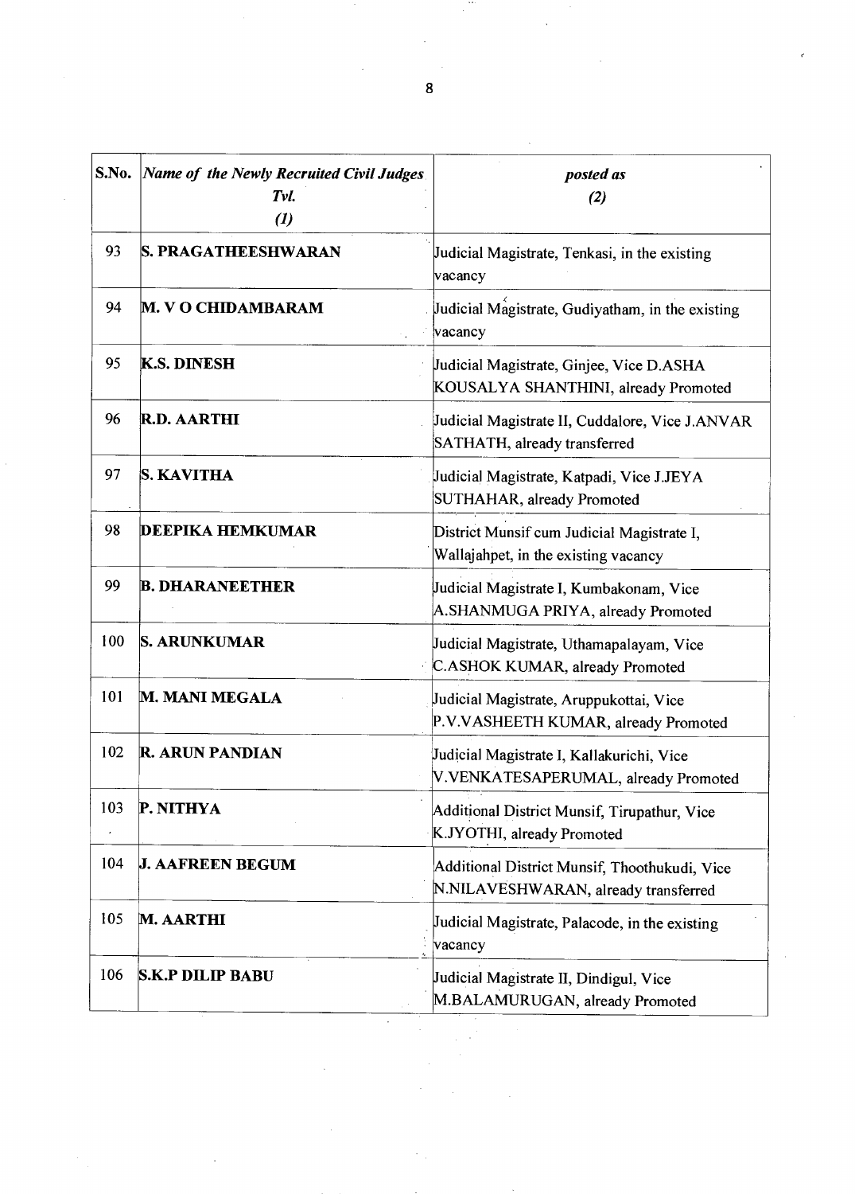| S.No. | *Name of the Newly Recruited Civil Judges Tvl.* *(1)* | *posted as* *(2)* |
|---|---|---|
| 93 | **S. PRAGATHEESHWARAN** | Judicial Magistrate, Tenkasi, in the existing vacancy |
| 94 | **M. V O CHIDAMBARAM** | Judicial Magistrate, Gudiyatham, in the existing vacancy |
| 95 | **K.S. DINESH** | Judicial Magistrate, Ginjee, Vice D.ASHA KOUSALYA SHANTHINI, already Promoted |
| 96 | **R.D. AARTHI** | Judicial Magistrate II, Cuddalore, Vice J.ANVAR SATHATH, already transferred |
| 97 | **S. KAVITHA** | Judicial Magistrate, Katpadi, Vice J.JEYA SUTHAHAR, already Promoted |
| 98 | **DEEPIKA HEMKUMAR** | District Munsif cum Judicial Magistrate I, Wallajahpet, in the existing vacancy |
| 99 | **B. DHARANEETHER** | Judicial Magistrate I, Kumbakonam, Vice A.SHANMUGA PRIYA, already Promoted |
| 100 | **S. ARUNKUMAR** | Judicial Magistrate, Uthamapalayam, Vice C.ASHOK KUMAR, already Promoted |
| 101 | **M. MANI MEGALA** | Judicial Magistrate, Aruppukottai, Vice P.V.VASHEETH KUMAR, already Promoted |
| 102 | **R. ARUN PANDIAN** | Judicial Magistrate I, Kallakurichi, Vice V.VENKATESAPERUMAL, already Promoted |
| 103 | **P. NITHYA** | Additional District Munsif, Tirupathur, Vice K.JYOTHI, already Promoted |
| 104 | **J. AAFREEN BEGUM** | Additional District Munsif, Thoothukudi, Vice N.NILAVESHWARAN, already transferred |
| 105 | **M. AARTHI** | Judicial Magistrate, Palacode, in the existing vacancy |
| 106 | **S.K.P DILIP BABU** | Judicial Magistrate II, Dindigul, Vice M.BALAMURUGAN, already Promoted |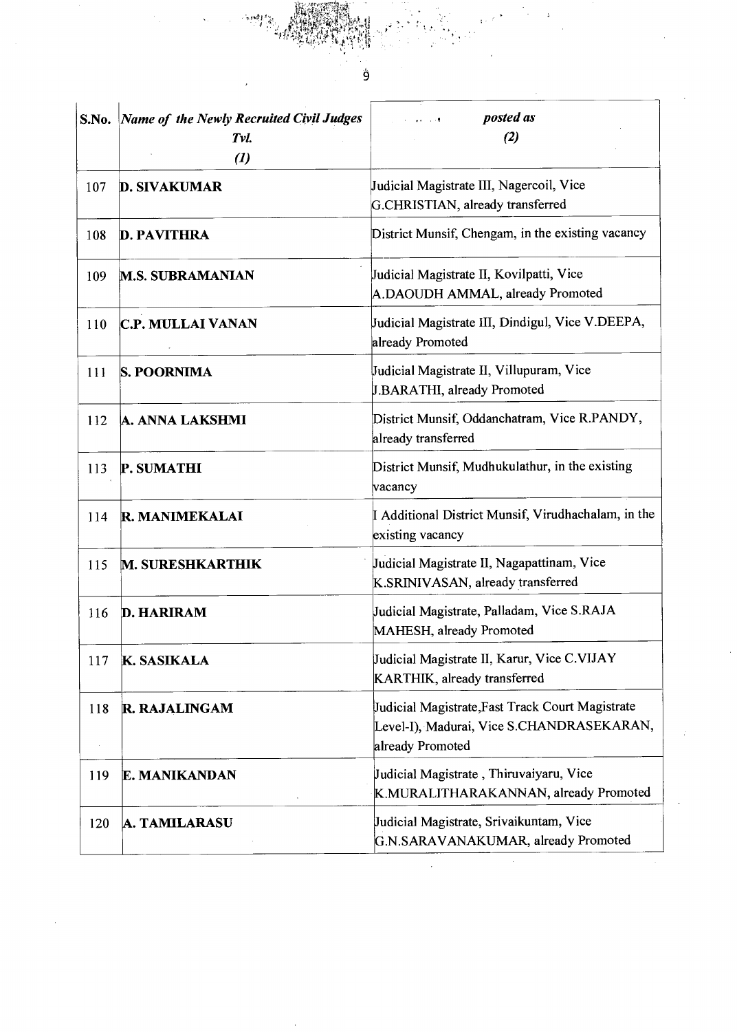| S.No. | *Name of the Newly Recruited Civil Judges* *Tvl.* *(1)* | *posted as* *(2)* |
|---|---|---|
| 107 | **D. SIVAKUMAR** | Judicial Magistrate III, Nagercoil, Vice G.CHRISTIAN, already transferred |
| 108 | **D. PAVITHRA** | District Munsif, Chengam, in the existing vacancy |
| 109 | **M.S. SUBRAMANIAN** | Judicial Magistrate II, Kovilpatti, Vice A.DAOUDH AMMAL, already Promoted |
| 110 | **C.P. MULLAI VANAN** | Judicial Magistrate III, Dindigul, Vice V.DEEPA, already Promoted |
| 111 | **S. POORNIMA** | Judicial Magistrate II, Villupuram, Vice J.BARATHI, already Promoted |
| 112 | **A. ANNA LAKSHMI** | District Munsif, Oddanchatram, Vice R.PANDY, already transferred |
| 113 | **P. SUMATHI** | District Munsif, Mudhukulathur, in the existing vacancy |
| 114 | **R. MANIMEKALAI** | I Additional District Munsif, Virudhachalam, in the existing vacancy |
| 115 | **M. SURESHKARTHIK** | Judicial Magistrate II, Nagapattinam, Vice K.SRINIVASAN, already transferred |
| 116 | **D. HARIRAM** | Judicial Magistrate, Palladam, Vice S.RAJA MAHESH, already Promoted |
| 117 | **K. SASIKALA** | Judicial Magistrate II, Karur, Vice C.VIJAY KARTHIK, already transferred |
| 118 | **R. RAJALINGAM** | Judicial Magistrate,Fast Track Court Magistrate Level-I), Madurai, Vice S.CHANDRASEKARAN, already Promoted |
| 119 | **E. MANIKANDAN** | Judicial Magistrate , Thiruvaiyaru, Vice K.MURALITHARAKANNAN, already Promoted |
| 120 | **A. TAMILARASU** | Judicial Magistrate, Srivaikuntam, Vice G.N.SARAVANAKUMAR, already Promoted |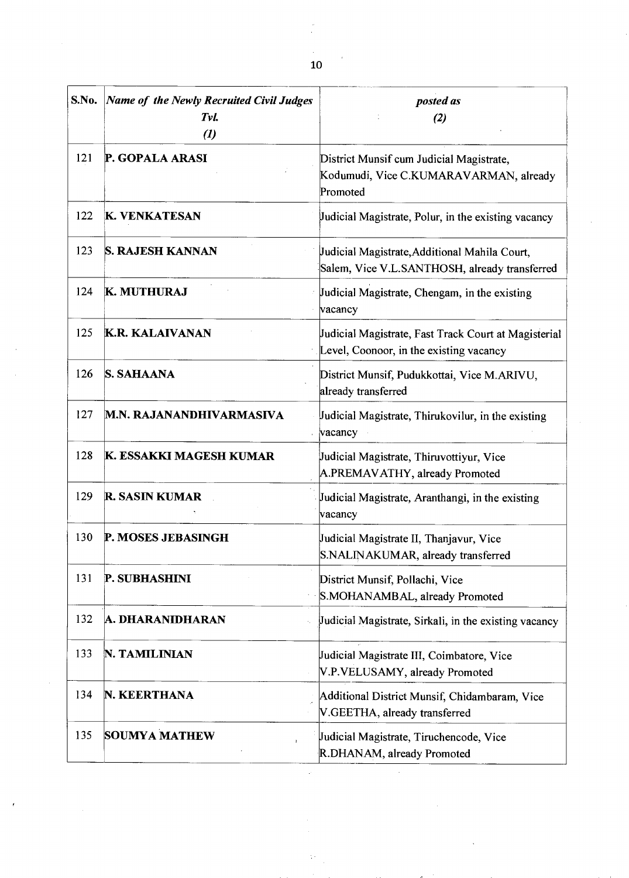| S.No. | *Name of the Newly Recruited Civil Judges Tvl.* *(1)* | *posted as* *(2)* |
|---|---|---|
| 121 | **P. GOPALA ARASI** | District Munsif cum Judicial Magistrate, Kodumudi, Vice C.KUMARAVARMAN, already Promoted |
| 122 | **K. VENKATESAN** | Judicial Magistrate, Polur, in the existing vacancy |
| 123 | **S. RAJESH KANNAN** | Judicial Magistrate,Additional Mahila Court, Salem, Vice V.L.SANTHOSH, already transferred |
| 124 | **K. MUTHURAJ** | Judicial Magistrate, Chengam, in the existing vacancy |
| 125 | **K.R. KALAIVANAN** | Judicial Magistrate, Fast Track Court at Magisterial Level, Coonoor, in the existing vacancy |
| 126 | **S. SAHAANA** | District Munsif, Pudukkottai, Vice M.ARIVU, already transferred |
| 127 | **M.N. RAJANANDHIVARMASIVA** | Judicial Magistrate, Thirukovilur, in the existing vacancy |
| 128 | **K. ESSAKKI MAGESH KUMAR** | Judicial Magistrate, Thiruvottiyur, Vice A.PREMAVATHY, already Promoted |
| 129 | **R. SASIN KUMAR** | Judicial Magistrate, Aranthangi, in the existing vacancy |
| 130 | **P. MOSES JEBASINGH** | Judicial Magistrate II, Thanjavur, Vice S.NALINAKUMAR, already transferred |
| 131 | **P. SUBHASHINI** | District Munsif, Pollachi, Vice S.MOHANAMBAL, already Promoted |
| 132 | **A. DHARANIDHARAN** | Judicial Magistrate, Sirkali, in the existing vacancy |
| 133 | **N. TAMILINIAN** | Judicial Magistrate III, Coimbatore, Vice V.P.VELUSAMY, already Promoted |
| 134 | **N. KEERTHANA** | Additional District Munsif, Chidambaram, Vice V.GEETHA, already transferred |
| 135 | **SOUMYA MATHEW** | Judicial Magistrate, Tiruchencode, Vice R.DHANAM, already Promoted |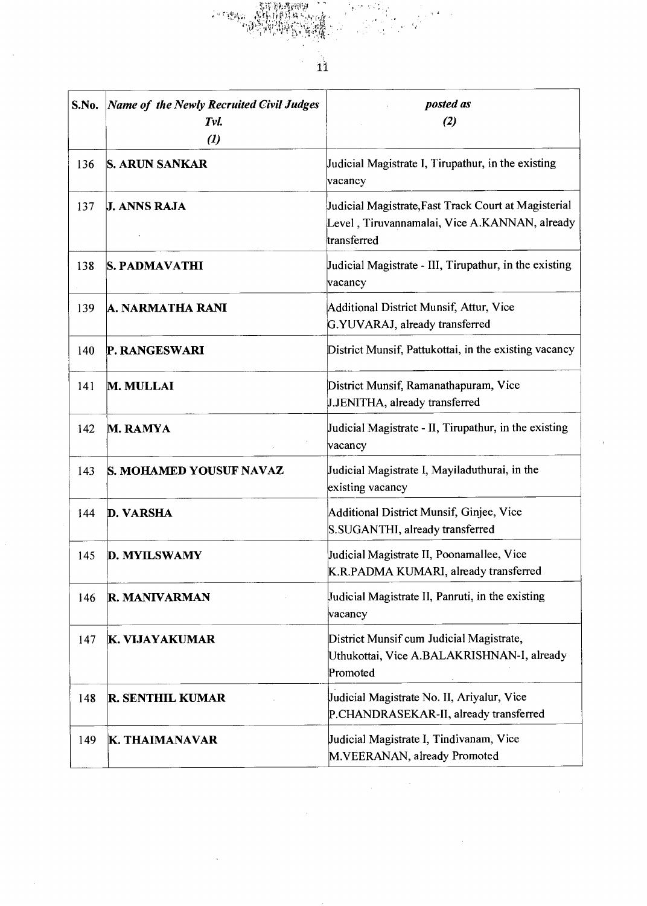| S.No. | *Name of the Newly Recruited Civil Judges Tvl.* *(1)* | *posted as* *(2)* |
|---|---|---|
| 136 | **S. ARUN SANKAR** | Judicial Magistrate I, Tirupathur, in the existing vacancy |
| 137 | **J. ANNS RAJA** | Judicial Magistrate,Fast Track Court at Magisterial Level , Tiruvannamalai, Vice A.KANNAN, already transferred |
| 138 | **S. PADMAVATHI** | Judicial Magistrate - III, Tirupathur, in the existing vacancy |
| 139 | **A. NARMATHA RANI** | Additional District Munsif, Attur, Vice G.YUVARAJ, already transferred |
| 140 | **P. RANGESWARI** | District Munsif, Pattukottai, in the existing vacancy |
| 141 | **M. MULLAI** | District Munsif, Ramanathapuram, Vice J.JENITHA, already transferred |
| 142 | **M. RAMYA** | Judicial Magistrate - II, Tirupathur, in the existing vacancy |
| 143 | **S. MOHAMED YOUSUF NAVAZ** | Judicial Magistrate I, Mayiladuthurai, in the existing vacancy |
| 144 | **D. VARSHA** | Additional District Munsif, Ginjee, Vice S.SUGANTHI, already transferred |
| 145 | **D. MYILSWAMY** | Judicial Magistrate II, Poonamallee, Vice K.R.PADMA KUMARI, already transferred |
| 146 | **R. MANIVARMAN** | Judicial Magistrate II, Panruti, in the existing vacancy |
| 147 | **K. VIJAYAKUMAR** | District Munsif cum Judicial Magistrate, Uthukottai, Vice A.BALAKRISHNAN-I, already Promoted |
| 148 | **R. SENTHIL KUMAR** | Judicial Magistrate No. II, Ariyalur, Vice P.CHANDRASEKAR-II, already transferred |
| 149 | **K. THAIMANAVAR** | Judicial Magistrate I, Tindivanam, Vice M.VEERANAN, already Promoted |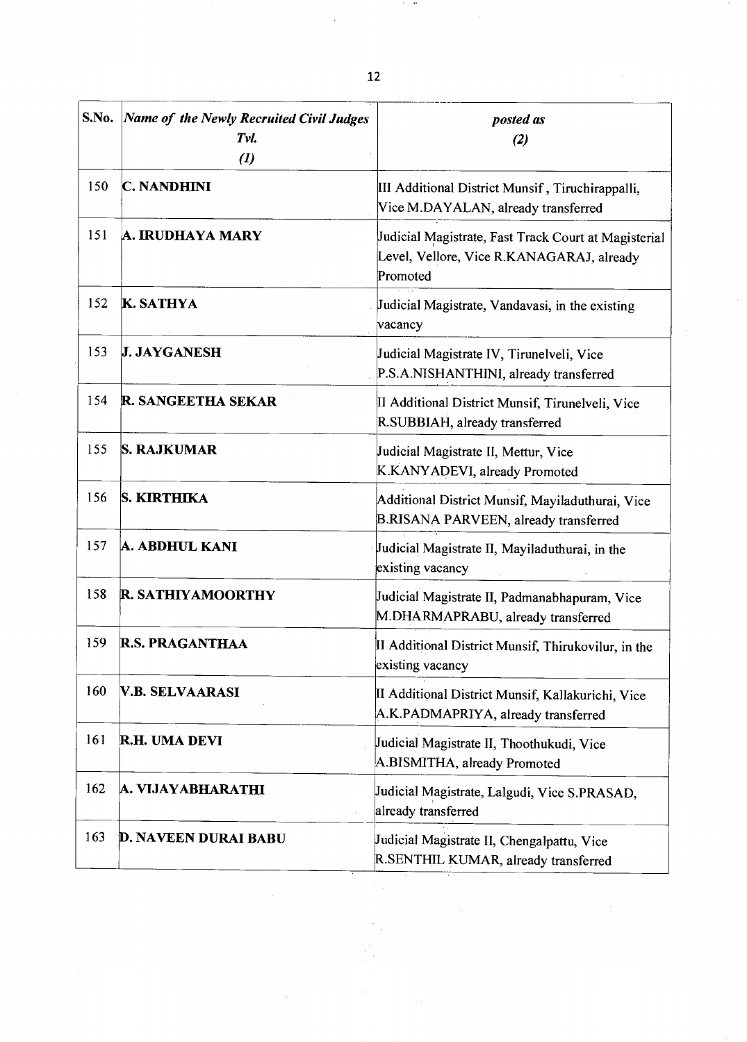| S.No. | *Name of the Newly Recruited Civil Judges Tvl. (1)* | *posted as (2)* |
|---|---|---|
| 150 | **C. NANDHINI** | III Additional District Munsif , Tiruchirappalli, Vice M.DAYALAN, already transferred |
| 151 | **A. IRUDHAYA MARY** | Judicial Magistrate, Fast Track Court at Magisterial Level, Vellore, Vice R.KANAGARAJ, already Promoted |
| 152 | **K. SATHYA** | Judicial Magistrate, Vandavasi, in the existing vacancy |
| 153 | **J. JAYGANESH** | Judicial Magistrate IV, Tirunelveli, Vice P.S.A.NISHANTHINI, already transferred |
| 154 | **R. SANGEETHA SEKAR** | II Additional District Munsif, Tirunelveli, Vice R.SUBBIAH, already transferred |
| 155 | **S. RAJKUMAR** | Judicial Magistrate II, Mettur, Vice K.KANYADEVI, already Promoted |
| 156 | **S. KIRTHIKA** | Additional District Munsif, Mayiladuthurai, Vice B.RISANA PARVEEN, already transferred |
| 157 | **A. ABDHUL KANI** | Judicial Magistrate II, Mayiladuthurai, in the existing vacancy |
| 158 | **R. SATHIYAMOORTHY** | Judicial Magistrate II, Padmanabhapuram, Vice M.DHARMAPRABU, already transferred |
| 159 | **R.S. PRAGANTHAA** | II Additional District Munsif, Thirukovilur, in the existing vacancy |
| 160 | **V.B. SELVAARASI** | II Additional District Munsif, Kallakurichi, Vice A.K.PADMAPRIYA, already transferred |
| 161 | **R.H. UMA DEVI** | Judicial Magistrate II, Thoothukudi, Vice A.BISMITHA, already Promoted |
| 162 | **A. VIJAYABHARATHI** | Judicial Magistrate, Lalgudi, Vice S.PRASAD, already transferred |
| 163 | **D. NAVEEN DURAI BABU** | Judicial Magistrate II, Chengalpattu, Vice R.SENTHIL KUMAR, already transferred |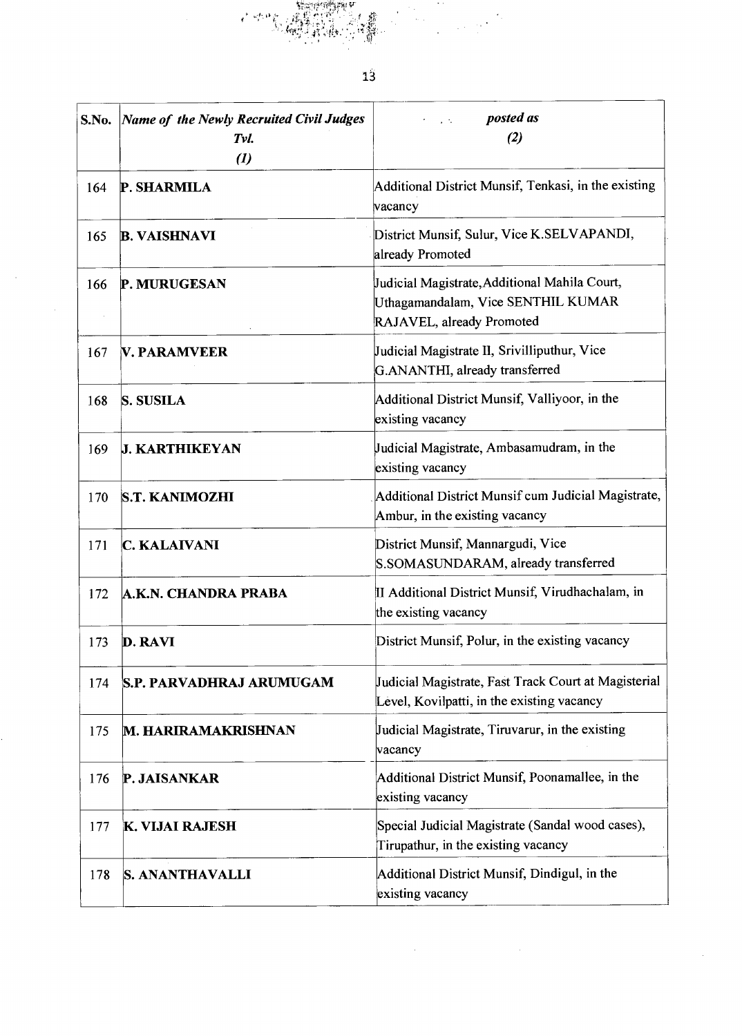| S.No. | *Name of the Newly Recruited Civil Judges Tvl.* *(1)* | *posted as* *(2)* |
|---|---|---|
| 164 | **P. SHARMILA** | Additional District Munsif, Tenkasi, in the existing vacancy |
| 165 | **B. VAISHNAVI** | District Munsif, Sulur, Vice K.SELVAPANDI, already Promoted |
| 166 | **P. MURUGESAN** | Judicial Magistrate,Additional Mahila Court, Uthagamandalam, Vice SENTHIL KUMAR RAJAVEL, already Promoted |
| 167 | **V. PARAMVEER** | Judicial Magistrate II, Srivilliputhur, Vice G.ANANTHI, already transferred |
| 168 | **S. SUSILA** | Additional District Munsif, Valliyoor, in the existing vacancy |
| 169 | **J. KARTHIKEYAN** | Judicial Magistrate, Ambasamudram, in the existing vacancy |
| 170 | **S.T. KANIMOZHI** | Additional District Munsif cum Judicial Magistrate, Ambur, in the existing vacancy |
| 171 | **C. KALAIVANI** | District Munsif, Mannargudi, Vice S.SOMASUNDARAM, already transferred |
| 172 | **A.K.N. CHANDRA PRABA** | II Additional District Munsif, Virudhachalam, in the existing vacancy |
| 173 | **D. RAVI** | District Munsif, Polur, in the existing vacancy |
| 174 | **S.P. PARVADHRAJ ARUMUGAM** | Judicial Magistrate, Fast Track Court at Magisterial Level, Kovilpatti, in the existing vacancy |
| 175 | **M. HARIRAMAKRISHNAN** | Judicial Magistrate, Tiruvarur, in the existing vacancy |
| 176 | **P. JAISANKAR** | Additional District Munsif, Poonamallee, in the existing vacancy |
| 177 | **K. VIJAI RAJESH** | Special Judicial Magistrate (Sandal wood cases), Tirupathur, in the existing vacancy |
| 178 | **S. ANANTHAVALLI** | Additional District Munsif, Dindigul, in the existing vacancy |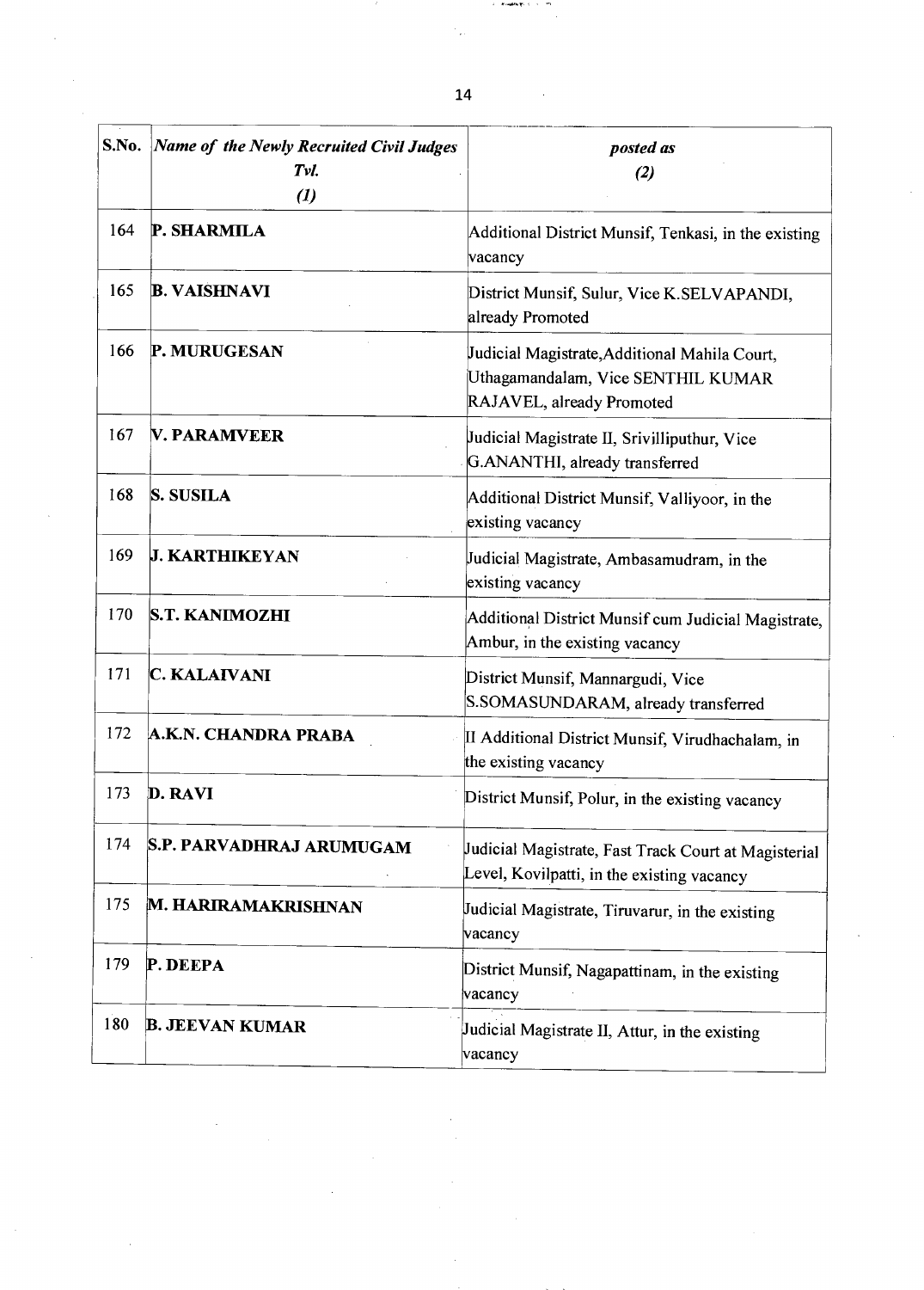| S.No. | *Name of the Newly Recruited Civil Judges Tvl. (1)* | *posted as (2)* |
|---|---|---|
| 164 | **P. SHARMILA** | Additional District Munsif, Tenkasi, in the existing vacancy |
| 165 | **B. VAISHNAVI** | District Munsif, Sulur, Vice K.SELVAPANDI, already Promoted |
| 166 | **P. MURUGESAN** | Judicial Magistrate,Additional Mahila Court, Uthagamandalam, Vice SENTHIL KUMAR RAJAVEL, already Promoted |
| 167 | **V. PARAMVEER** | Judicial Magistrate II, Srivilliputhur, Vice G.ANANTHI, already transferred |
| 168 | **S. SUSILA** | Additional District Munsif, Valliyoor, in the existing vacancy |
| 169 | **J. KARTHIKEYAN** | Judicial Magistrate, Ambasamudram, in the existing vacancy |
| 170 | **S.T. KANIMOZHI** | Additional District Munsif cum Judicial Magistrate, Ambur, in the existing vacancy |
| 171 | **C. KALAIVANI** | District Munsif, Mannargudi, Vice S.SOMASUNDARAM, already transferred |
| 172 | **A.K.N. CHANDRA PRABA** | II Additional District Munsif, Virudhachalam, in the existing vacancy |
| 173 | **D. RAVI** | District Munsif, Polur, in the existing vacancy |
| 174 | **S.P. PARVADHRAJ ARUMUGAM** | Judicial Magistrate, Fast Track Court at Magisterial Level, Kovilpatti, in the existing vacancy |
| 175 | **M. HARIRAMAKRISHNAN** | Judicial Magistrate, Tiruvarur, in the existing vacancy |
| 179 | **P. DEEPA** | District Munsif, Nagapattinam, in the existing vacancy |
| 180 | **B. JEEVAN KUMAR** | Judicial Magistrate II, Attur, in the existing vacancy |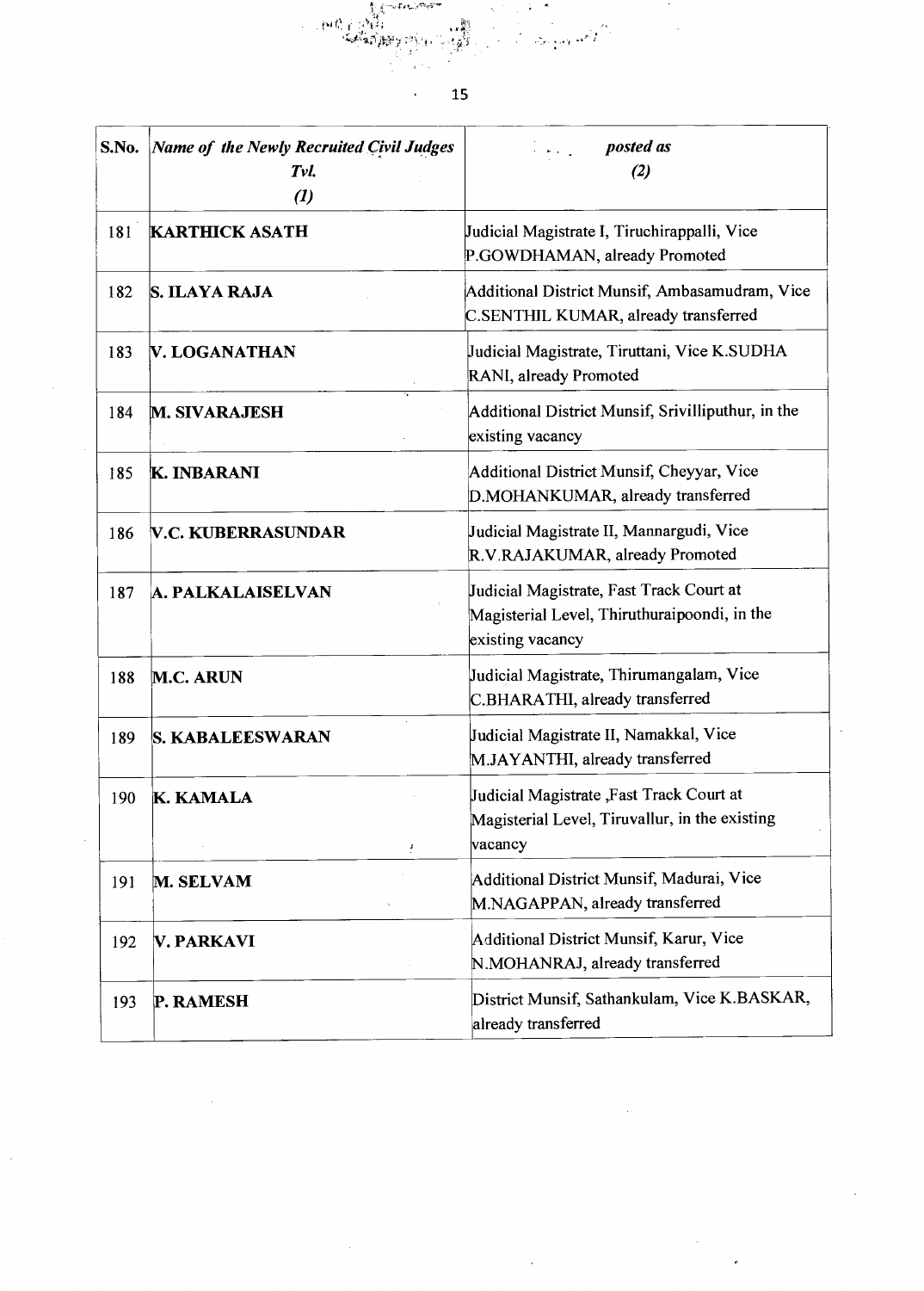| S.No. | *Name of the Newly Recruited Civil Judges Tvl.* *(1)* | *posted as* *(2)* |
|---|---|---|
| 181 | **KARTHICK ASATH** | Judicial Magistrate I, Tiruchirappalli, Vice P.GOWDHAMAN, already Promoted |
| 182 | **S. ILAYA RAJA** | Additional District Munsif, Ambasamudram, Vice C.SENTHIL KUMAR, already transferred |
| 183 | **V. LOGANATHAN** | Judicial Magistrate, Tiruttani, Vice K.SUDHA RANI, already Promoted |
| 184 | **M. SIVARAJESH** | Additional District Munsif, Srivilliputhur, in the existing vacancy |
| 185 | **K. INBARANI** | Additional District Munsif, Cheyyar, Vice D.MOHANKUMAR, already transferred |
| 186 | **V.C. KUBERRASUNDAR** | Judicial Magistrate II, Mannargudi, Vice R.V.RAJAKUMAR, already Promoted |
| 187 | **A. PALKALAISELVAN** | Judicial Magistrate, Fast Track Court at Magisterial Level, Thiruthuraipoondi, in the existing vacancy |
| 188 | **M.C. ARUN** | Judicial Magistrate, Thirumangalam, Vice C.BHARATHI, already transferred |
| 189 | **S. KABALEESWARAN** | Judicial Magistrate II, Namakkal, Vice M.JAYANTHI, already transferred |
| 190 | **K. KAMALA** | Judicial Magistrate ,Fast Track Court at Magisterial Level, Tiruvallur, in the existing vacancy |
| 191 | **M. SELVAM** | Additional District Munsif, Madurai, Vice M.NAGAPPAN, already transferred |
| 192 | **V. PARKAVI** | Additional District Munsif, Karur, Vice N.MOHANRAJ, already transferred |
| 193 | **P. RAMESH** | District Munsif, Sathankulam, Vice K.BASKAR, already transferred |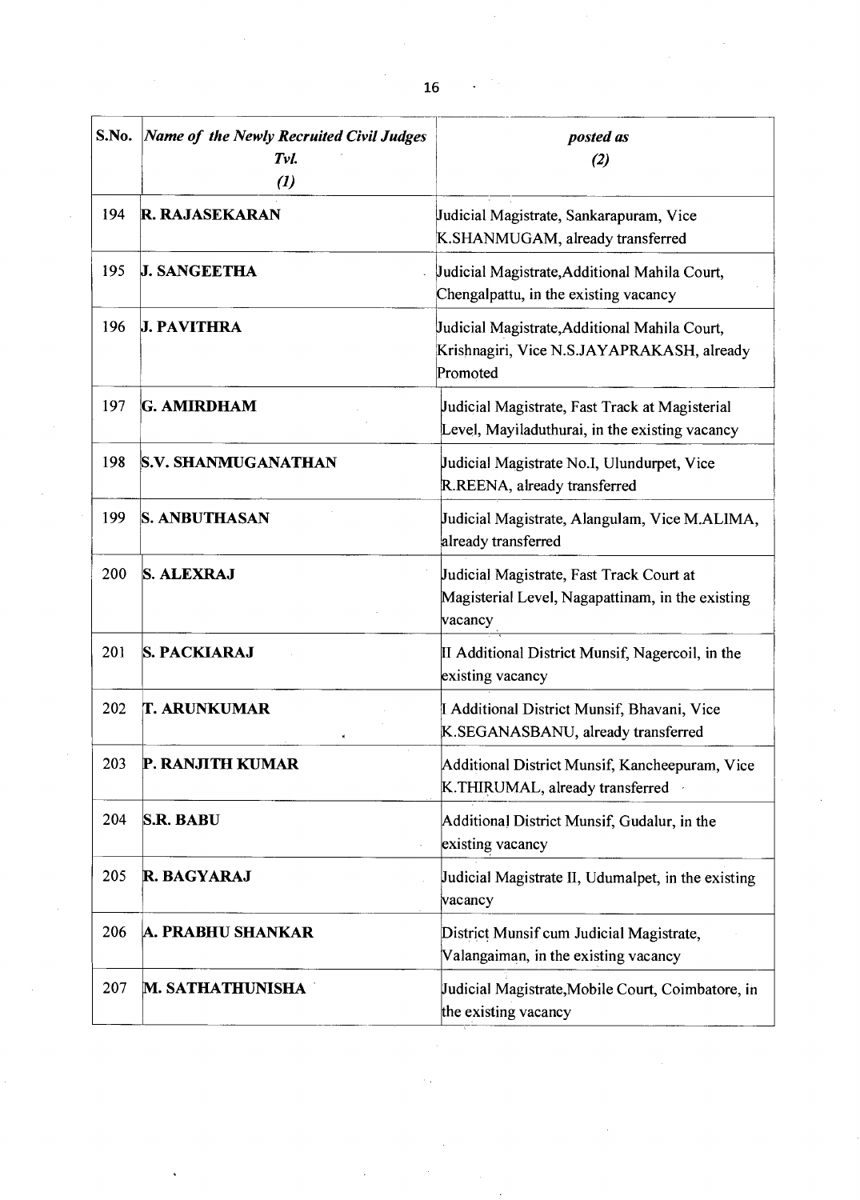| S.No. | *Name of the Newly Recruited Civil Judges Tvl. (1)* | *posted as (2)* |
|---|---|---|
| 194 | **R. RAJASEKARAN** | Judicial Magistrate, Sankarapuram, Vice K.SHANMUGAM, already transferred |
| 195 | **J. SANGEETHA** | Judicial Magistrate,Additional Mahila Court, Chengalpattu, in the existing vacancy |
| 196 | **J. PAVITHRA** | Judicial Magistrate,Additional Mahila Court, Krishnagiri, Vice N.S.JAYAPRAKASH, already Promoted |
| 197 | **G. AMIRDHAM** | Judicial Magistrate, Fast Track at Magisterial Level, Mayiladuthurai, in the existing vacancy |
| 198 | **S.V. SHANMUGANATHAN** | Judicial Magistrate No.I, Ulundurpet, Vice R.REENA, already transferred |
| 199 | **S. ANBUTHASAN** | Judicial Magistrate, Alangulam, Vice M.ALIMA, already transferred |
| 200 | **S. ALEXRAJ** | Judicial Magistrate, Fast Track Court at Magisterial Level, Nagapattinam, in the existing vacancy |
| 201 | **S. PACKIARAJ** | II Additional District Munsif, Nagercoil, in the existing vacancy |
| 202 | **T. ARUNKUMAR** | I Additional District Munsif, Bhavani, Vice K.SEGANASBANU, already transferred |
| 203 | **P. RANJITH KUMAR** | Additional District Munsif, Kancheepuram, Vice K.THIRUMAL, already transferred |
| 204 | **S.R. BABU** | Additional District Munsif, Gudalur, in the existing vacancy |
| 205 | **R. BAGYARAJ** | Judicial Magistrate II, Udumalpet, in the existing vacancy |
| 206 | **A. PRABHU SHANKAR** | District Munsif cum Judicial Magistrate, Valangaiman, in the existing vacancy |
| 207 | **M. SATHATHUNISHA** | Judicial Magistrate,Mobile Court, Coimbatore, in the existing vacancy |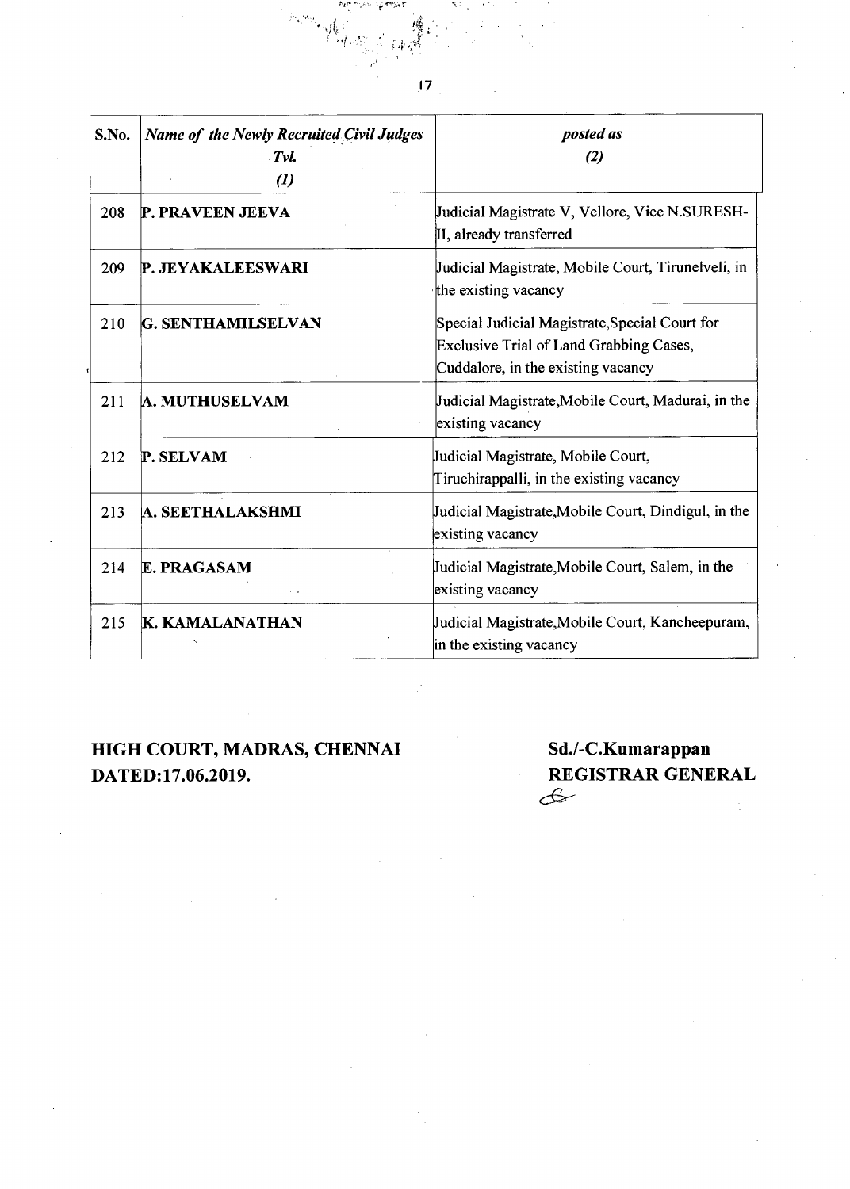| S.No. | *Name of the Newly Recruited Civil Judges Tvl.* *(1)* | *posted as* *(2)* |
|---|---|---|
| 208 | **P. PRAVEEN JEEVA** | Judicial Magistrate V, Vellore, Vice N.SURESH-II, already transferred |
| 209 | **P. JEYAKALEESWARI** | Judicial Magistrate, Mobile Court, Tirunelveli, in the existing vacancy |
| 210 | **G. SENTHAMILSELVAN** | Special Judicial Magistrate,Special Court for Exclusive Trial of Land Grabbing Cases, Cuddalore, in the existing vacancy |
| 211 | **A. MUTHUSELVAM** | Judicial Magistrate,Mobile Court, Madurai, in the existing vacancy |
| 212 | **P. SELVAM** | Judicial Magistrate, Mobile Court, Tiruchirappalli, in the existing vacancy |
| 213 | **A. SEETHALAKSHMI** | Judicial Magistrate,Mobile Court, Dindigul, in the existing vacancy |
| 214 | **E. PRAGASAM** | Judicial Magistrate,Mobile Court, Salem, in the existing vacancy |
| 215 | **K. KAMALANATHAN** | Judicial Magistrate,Mobile Court, Kancheepuram, in the existing vacancy |

**HIGH COURT, MADRAS, CHENNAI**
**DATED:17.06.2019.**

**Sd./-C.Kumarappan**
**REGISTRAR GENERAL**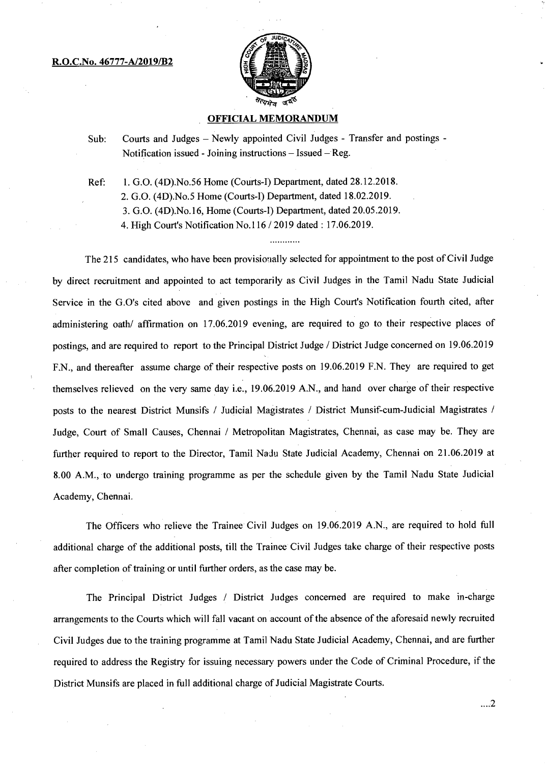**R.O.C.No. 46777-A/2019/B2**

## OFFICIAL MEMORANDUM

Sub: Courts and Judges – Newly appointed Civil Judges - Transfer and postings - Notification issued - Joining instructions – Issued – Reg.

Ref:
1. G.O. (4D).No.56 Home (Courts-I) Department, dated 28.12.2018.
2. G.O. (4D).No.5 Home (Courts-I) Department, dated 18.02.2019.
3. G.O. (4D).No.16, Home (Courts-I) Department, dated 20.05.2019.
4. High Court's Notification No.116 / 2019 dated : 17.06.2019.

............

The 215 candidates, who have been provisionally selected for appointment to the post of Civil Judge by direct recruitment and appointed to act temporarily as Civil Judges in the Tamil Nadu State Judicial Service in the G.O's cited above and given postings in the High Court's Notification fourth cited, after administering oath/ affirmation on 17.06.2019 evening, are required to go to their respective places of postings, and are required to report to the Principal District Judge / District Judge concerned on 19.06.2019 F.N., and thereafter assume charge of their respective posts on 19.06.2019 F.N. They are required to get themselves relieved on the very same day i.e., 19.06.2019 A.N., and hand over charge of their respective posts to the nearest District Munsifs / Judicial Magistrates / District Munsif-cum-Judicial Magistrates / Judge, Court of Small Causes, Chennai / Metropolitan Magistrates, Chennai, as case may be. They are further required to report to the Director, Tamil Nadu State Judicial Academy, Chennai on 21.06.2019 at 8.00 A.M., to undergo training programme as per the schedule given by the Tamil Nadu State Judicial Academy, Chennai.

The Officers who relieve the Trainee Civil Judges on 19.06.2019 A.N., are required to hold full additional charge of the additional posts, till the Trainee Civil Judges take charge of their respective posts after completion of training or until further orders, as the case may be.

The Principal District Judges / District Judges concerned are required to make in-charge arrangements to the Courts which will fall vacant on account of the absence of the aforesaid newly recruited Civil Judges due to the training programme at Tamil Nadu State Judicial Academy, Chennai, and are further required to address the Registry for issuing necessary powers under the Code of Criminal Procedure, if the District Munsifs are placed in full additional charge of Judicial Magistrate Courts.

....2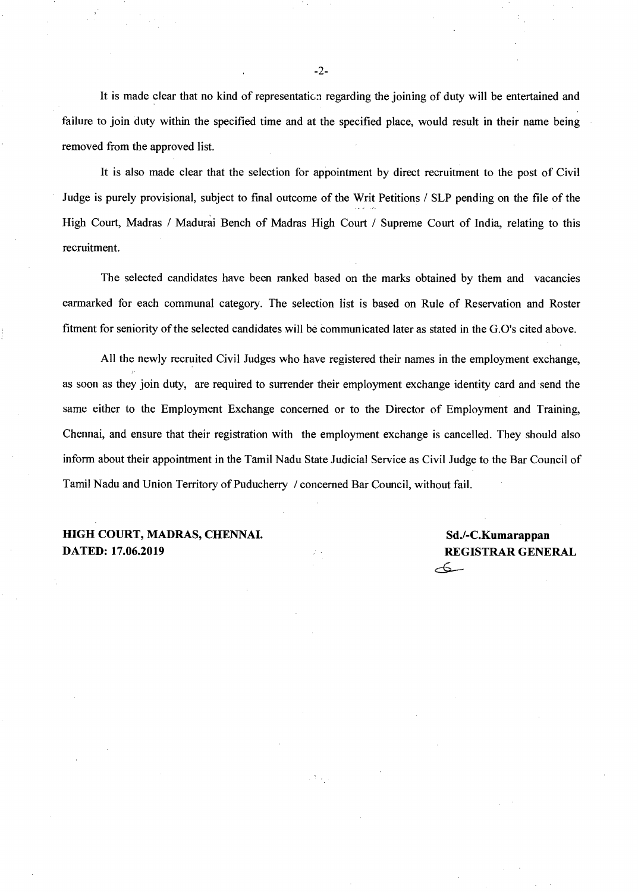It is made clear that no kind of representation regarding the joining of duty will be entertained and failure to join duty within the specified time and at the specified place, would result in their name being removed from the approved list.

It is also made clear that the selection for appointment by direct recruitment to the post of Civil Judge is purely provisional, subject to final outcome of the Writ Petitions / SLP pending on the file of the High Court, Madras / Madurai Bench of Madras High Court / Supreme Court of India, relating to this recruitment.

The selected candidates have been ranked based on the marks obtained by them and vacancies earmarked for each communal category. The selection list is based on Rule of Reservation and Roster fitment for seniority of the selected candidates will be communicated later as stated in the G.O's cited above.

All the newly recruited Civil Judges who have registered their names in the employment exchange, as soon as they join duty, are required to surrender their employment exchange identity card and send the same either to the Employment Exchange concerned or to the Director of Employment and Training, Chennai, and ensure that their registration with the employment exchange is cancelled. They should also inform about their appointment in the Tamil Nadu State Judicial Service as Civil Judge to the Bar Council of Tamil Nadu and Union Territory of Puducherry / concerned Bar Council, without fail.

**HIGH COURT, MADRAS, CHENNAI.**
**DATED: 17.06.2019**

**Sd./-C.Kumarappan**
**REGISTRAR GENERAL**